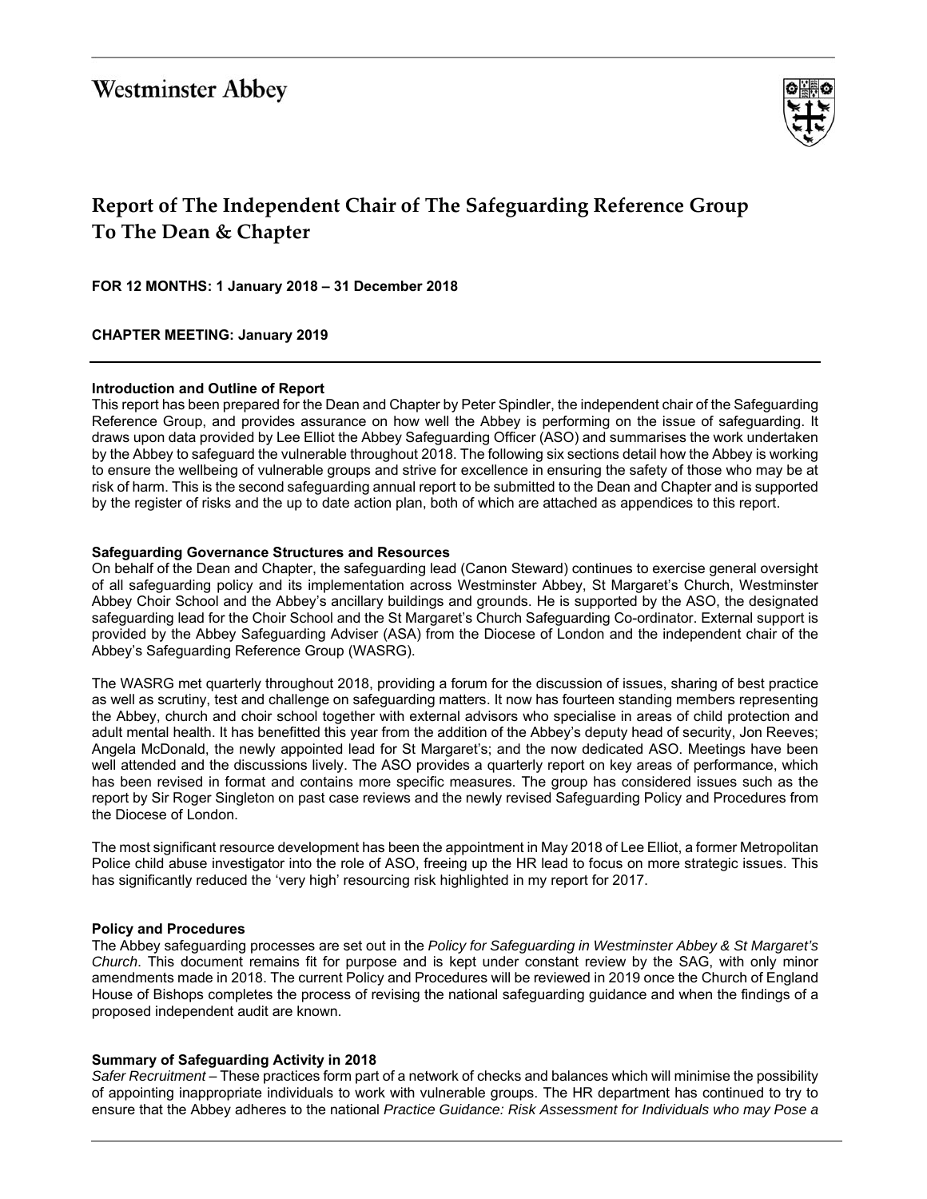Westminster Abbey

# Report of The Independent Chair of The Safeguarding Reference Group To The Dean & Chapter

**FOR 12 MONTHS: 1 January 2018 – 31 December 2018**

**CHAPTER MEETING: January 2019**

**Introduction and Outline of Report**

This report has been prepared for the Dean and Chapter by Peter Spindler, the independent chair of the Safeguarding Reference Group, and provides assurance on how well the Abbey is performing on the issue of safeguarding. It draws upon data provided by Lee Elliot the Abbey Safeguarding Officer (ASO) and summarises the work undertaken by the Abbey to safeguard the vulnerable throughout 2018. The following six sections detail how the Abbey is working to ensure the wellbeing of vulnerable groups and strive for excellence in ensuring the safety of those who may be at risk of harm. This is the second safeguarding annual report to be submitted to the Dean and Chapter and is supported by the register of risks and the up to date action plan, both of which are attached as appendices to this report.

**Safeguarding Governance Structures and Resources**

On behalf of the Dean and Chapter, the safeguarding lead (Canon Steward) continues to exercise general oversight of all safeguarding policy and its implementation across Westminster Abbey, St Margaret's Church, Westminster Abbey Choir School and the Abbey's ancillary buildings and grounds. He is supported by the ASO, the designated safeguarding lead for the Choir School and the St Margaret's Church Safeguarding Co-ordinator. External support is provided by the Abbey Safeguarding Adviser (ASA) from the Diocese of London and the independent chair of the Abbey's Safeguarding Reference Group (WASRG).

The WASRG met quarterly throughout 2018, providing a forum for the discussion of issues, sharing of best practice as well as scrutiny, test and challenge on safeguarding matters. It now has fourteen standing members representing the Abbey, church and choir school together with external advisors who specialise in areas of child protection and adult mental health. It has benefitted this year from the addition of the Abbey's deputy head of security, Jon Reeves; Angela McDonald, the newly appointed lead for St Margaret's; and the now dedicated ASO. Meetings have been well attended and the discussions lively. The ASO provides a quarterly report on key areas of performance, which has been revised in format and contains more specific measures. The group has considered issues such as the report by Sir Roger Singleton on past case reviews and the newly revised Safeguarding Policy and Procedures from the Diocese of London.

The most significant resource development has been the appointment in May 2018 of Lee Elliot, a former Metropolitan Police child abuse investigator into the role of ASO, freeing up the HR lead to focus on more strategic issues. This has significantly reduced the 'very high' resourcing risk highlighted in my report for 2017.

**Policy and Procedures**

The Abbey safeguarding processes are set out in the *Policy for Safeguarding in Westminster Abbey & St Margaret's Church*. This document remains fit for purpose and is kept under constant review by the SAG, with only minor amendments made in 2018. The current Policy and Procedures will be reviewed in 2019 once the Church of England House of Bishops completes the process of revising the national safeguarding guidance and when the findings of a proposed independent audit are known.

**Summary of Safeguarding Activity in 2018**

*Safer Recruitment* – These practices form part of a network of checks and balances which will minimise the possibility of appointing inappropriate individuals to work with vulnerable groups. The HR department has continued to try to ensure that the Abbey adheres to the national *Practice Guidance: Risk Assessment for Individuals who may Pose a*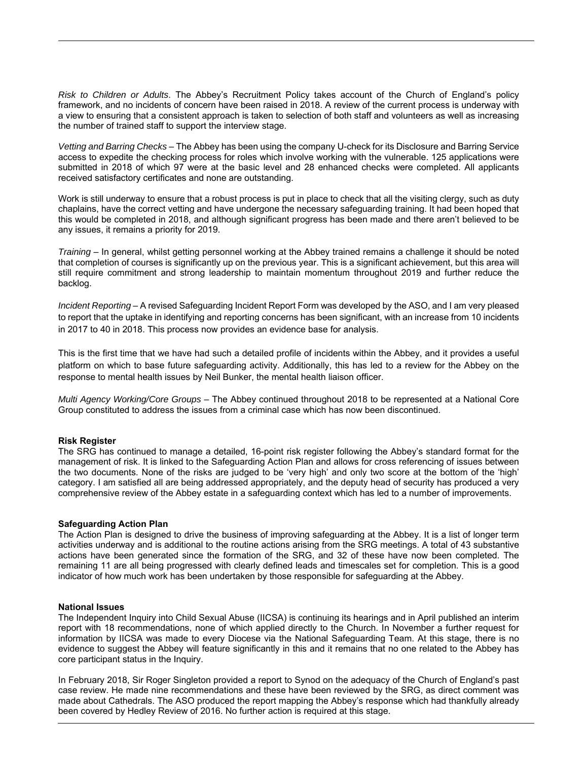*Risk to Children or Adults*. The Abbey's Recruitment Policy takes account of the Church of England's policy framework, and no incidents of concern have been raised in 2018. A review of the current process is underway with a view to ensuring that a consistent approach is taken to selection of both staff and volunteers as well as increasing the number of trained staff to support the interview stage.

*Vetting and Barring Checks* – The Abbey has been using the company U-check for its Disclosure and Barring Service access to expedite the checking process for roles which involve working with the vulnerable. 125 applications were submitted in 2018 of which 97 were at the basic level and 28 enhanced checks were completed. All applicants received satisfactory certificates and none are outstanding.

Work is still underway to ensure that a robust process is put in place to check that all the visiting clergy, such as duty chaplains, have the correct vetting and have undergone the necessary safeguarding training. It had been hoped that this would be completed in 2018, and although significant progress has been made and there aren't believed to be any issues, it remains a priority for 2019.

*Training* – In general, whilst getting personnel working at the Abbey trained remains a challenge it should be noted that completion of courses is significantly up on the previous year. This is a significant achievement, but this area will still require commitment and strong leadership to maintain momentum throughout 2019 and further reduce the backlog.

*Incident Reporting* – A revised Safeguarding Incident Report Form was developed by the ASO, and I am very pleased to report that the uptake in identifying and reporting concerns has been significant, with an increase from 10 incidents in 2017 to 40 in 2018. This process now provides an evidence base for analysis.

This is the first time that we have had such a detailed profile of incidents within the Abbey, and it provides a useful platform on which to base future safeguarding activity. Additionally, this has led to a review for the Abbey on the response to mental health issues by Neil Bunker, the mental health liaison officer.

*Multi Agency Working/Core Groups* – The Abbey continued throughout 2018 to be represented at a National Core Group constituted to address the issues from a criminal case which has now been discontinued.

**Risk Register**

The SRG has continued to manage a detailed, 16-point risk register following the Abbey's standard format for the management of risk. It is linked to the Safeguarding Action Plan and allows for cross referencing of issues between the two documents. None of the risks are judged to be 'very high' and only two score at the bottom of the 'high' category. I am satisfied all are being addressed appropriately, and the deputy head of security has produced a very comprehensive review of the Abbey estate in a safeguarding context which has led to a number of improvements.

**Safeguarding Action Plan**

The Action Plan is designed to drive the business of improving safeguarding at the Abbey. It is a list of longer term activities underway and is additional to the routine actions arising from the SRG meetings. A total of 43 substantive actions have been generated since the formation of the SRG, and 32 of these have now been completed. The remaining 11 are all being progressed with clearly defined leads and timescales set for completion. This is a good indicator of how much work has been undertaken by those responsible for safeguarding at the Abbey.

**National Issues**

The Independent Inquiry into Child Sexual Abuse (IICSA) is continuing its hearings and in April published an interim report with 18 recommendations, none of which applied directly to the Church. In November a further request for information by IICSA was made to every Diocese via the National Safeguarding Team. At this stage, there is no evidence to suggest the Abbey will feature significantly in this and it remains that no one related to the Abbey has core participant status in the Inquiry.

In February 2018, Sir Roger Singleton provided a report to Synod on the adequacy of the Church of England's past case review. He made nine recommendations and these have been reviewed by the SRG, as direct comment was made about Cathedrals. The ASO produced the report mapping the Abbey's response which had thankfully already been covered by Hedley Review of 2016. No further action is required at this stage.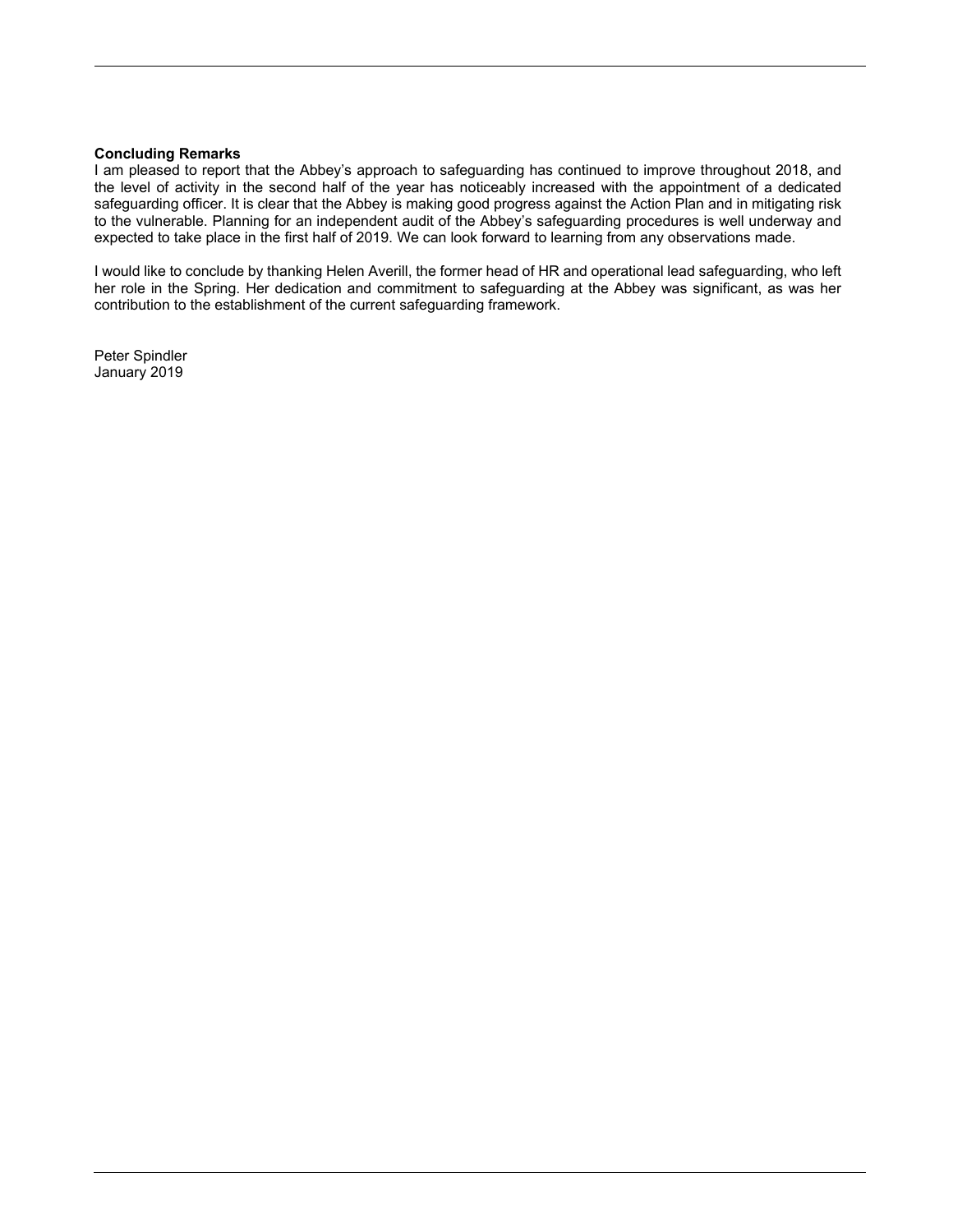**Concluding Remarks**

I am pleased to report that the Abbey's approach to safeguarding has continued to improve throughout 2018, and the level of activity in the second half of the year has noticeably increased with the appointment of a dedicated safeguarding officer. It is clear that the Abbey is making good progress against the Action Plan and in mitigating risk to the vulnerable. Planning for an independent audit of the Abbey's safeguarding procedures is well underway and expected to take place in the first half of 2019. We can look forward to learning from any observations made.

I would like to conclude by thanking Helen Averill, the former head of HR and operational lead safeguarding, who left her role in the Spring. Her dedication and commitment to safeguarding at the Abbey was significant, as was her contribution to the establishment of the current safeguarding framework.

Peter Spindler
January 2019